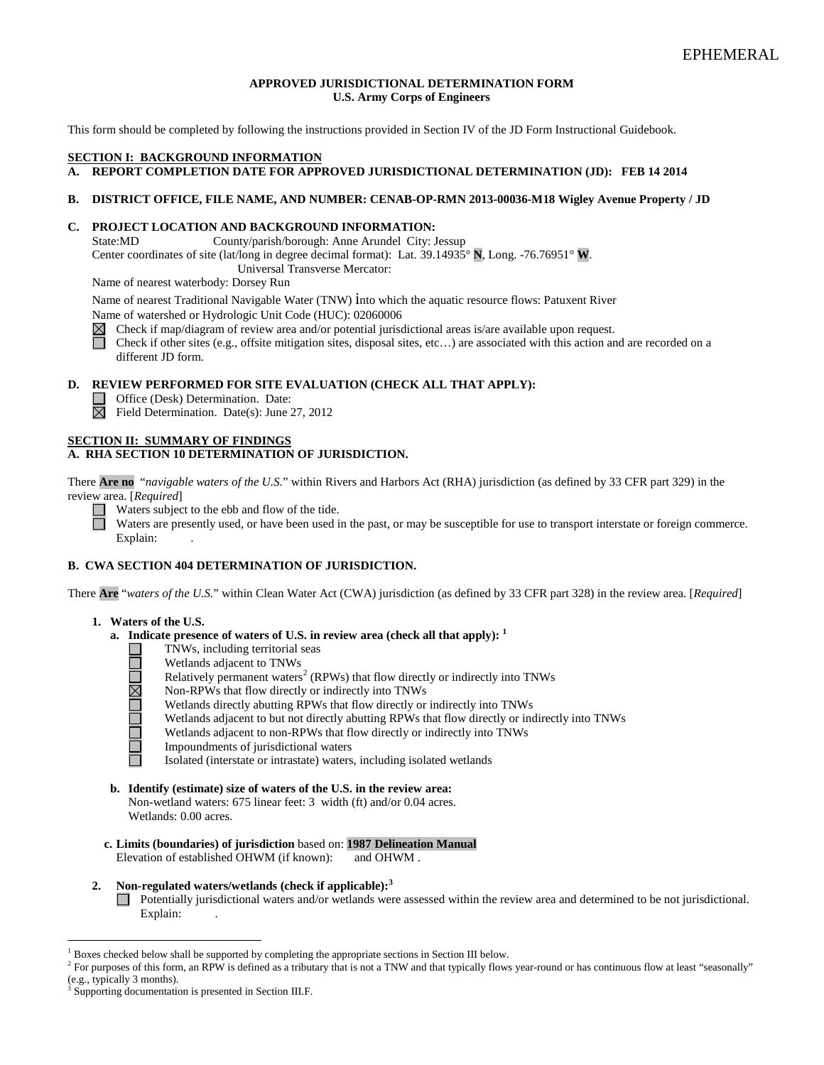EPHEMERAL

**APPROVED JURISDICTIONAL DETERMINATION FORM**
**U.S. Army Corps of Engineers**

This form should be completed by following the instructions provided in Section IV of the JD Form Instructional Guidebook.

**SECTION I: BACKGROUND INFORMATION**

**A. REPORT COMPLETION DATE FOR APPROVED JURISDICTIONAL DETERMINATION (JD): FEB 14 2014**

**B. DISTRICT OFFICE, FILE NAME, AND NUMBER: CENAB-OP-RMN 2013-00036-M18 Wigley Avenue Property / JD**

**C. PROJECT LOCATION AND BACKGROUND INFORMATION:**

State:MD County/parish/borough: Anne Arundel City: Jessup
Center coordinates of site (lat/long in degree decimal format): Lat. 39.14935° **N**, Long. -76.76951° **W**.
Universal Transverse Mercator:
Name of nearest waterbody: Dorsey Run
Name of nearest Traditional Navigable Water (TNW) into which the aquatic resource flows: Patuxent River
Name of watershed or Hydrologic Unit Code (HUC): 02060006

☒ Check if map/diagram of review area and/or potential jurisdictional areas is/are available upon request.
☐ Check if other sites (e.g., offsite mitigation sites, disposal sites, etc…) are associated with this action and are recorded on a different JD form.

**D. REVIEW PERFORMED FOR SITE EVALUATION (CHECK ALL THAT APPLY):**

☐ Office (Desk) Determination. Date:
☒ Field Determination. Date(s): June 27, 2012

**SECTION II: SUMMARY OF FINDINGS**

**A. RHA SECTION 10 DETERMINATION OF JURISDICTION.**

There **Are no** "*navigable waters of the U.S.*" within Rivers and Harbors Act (RHA) jurisdiction (as defined by 33 CFR part 329) in the review area. [*Required*]

☐ Waters subject to the ebb and flow of the tide.
☐ Waters are presently used, or have been used in the past, or may be susceptible for use to transport interstate or foreign commerce. Explain: .

**B. CWA SECTION 404 DETERMINATION OF JURISDICTION.**

There **Are** "*waters of the U.S.*" within Clean Water Act (CWA) jurisdiction (as defined by 33 CFR part 328) in the review area. [*Required*]

**1. Waters of the U.S.**

**a. Indicate presence of waters of U.S. in review area (check all that apply): [1]**

☐ TNWs, including territorial seas
☐ Wetlands adjacent to TNWs
☐ Relatively permanent waters[2] (RPWs) that flow directly or indirectly into TNWs
☒ Non-RPWs that flow directly or indirectly into TNWs
☐ Wetlands directly abutting RPWs that flow directly or indirectly into TNWs
☐ Wetlands adjacent to but not directly abutting RPWs that flow directly or indirectly into TNWs
☐ Wetlands adjacent to non-RPWs that flow directly or indirectly into TNWs
☐ Impoundments of jurisdictional waters
☐ Isolated (interstate or intrastate) waters, including isolated wetlands

**b. Identify (estimate) size of waters of the U.S. in the review area:**
Non-wetland waters: 675 linear feet: 3 width (ft) and/or 0.04 acres.
Wetlands: 0.00 acres.

**c. Limits (boundaries) of jurisdiction** based on: **1987 Delineation Manual**
Elevation of established OHWM (if known): and OHWM .

**2. Non-regulated waters/wetlands (check if applicable):[3]**

☐ Potentially jurisdictional waters and/or wetlands were assessed within the review area and determined to be not jurisdictional. Explain: .

---

[1] Boxes checked below shall be supported by completing the appropriate sections in Section III below.
[2] For purposes of this form, an RPW is defined as a tributary that is not a TNW and that typically flows year-round or has continuous flow at least "seasonally" (e.g., typically 3 months).
[3] Supporting documentation is presented in Section III.F.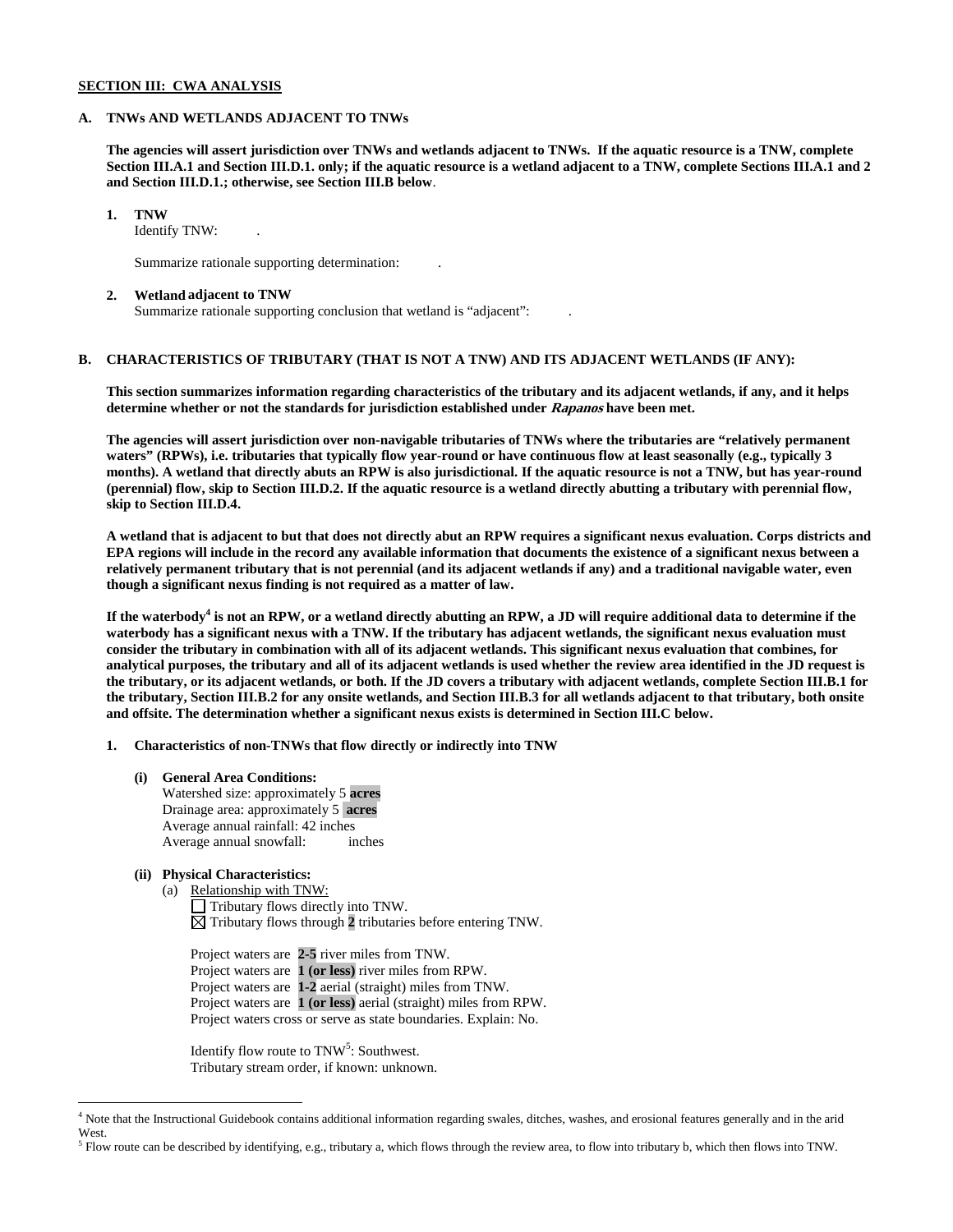## SECTION III: CWA ANALYSIS

### A. TNWs AND WETLANDS ADJACENT TO TNWs

**The agencies will assert jurisdiction over TNWs and wetlands adjacent to TNWs. If the aquatic resource is a TNW, complete Section III.A.1 and Section III.D.1. only; if the aquatic resource is a wetland adjacent to a TNW, complete Sections III.A.1 and 2 and Section III.D.1.; otherwise, see Section III.B below**.

1. **TNW**
   Identify TNW: .

   Summarize rationale supporting determination: .

2. **Wetland adjacent to TNW**
   Summarize rationale supporting conclusion that wetland is "adjacent": .

### B. CHARACTERISTICS OF TRIBUTARY (THAT IS NOT A TNW) AND ITS ADJACENT WETLANDS (IF ANY):

**This section summarizes information regarding characteristics of the tributary and its adjacent wetlands, if any, and it helps determine whether or not the standards for jurisdiction established under *Rapanos* have been met.**

**The agencies will assert jurisdiction over non-navigable tributaries of TNWs where the tributaries are "relatively permanent waters" (RPWs), i.e. tributaries that typically flow year-round or have continuous flow at least seasonally (e.g., typically 3 months). A wetland that directly abuts an RPW is also jurisdictional. If the aquatic resource is not a TNW, but has year-round (perennial) flow, skip to Section III.D.2. If the aquatic resource is a wetland directly abutting a tributary with perennial flow, skip to Section III.D.4.**

**A wetland that is adjacent to but that does not directly abut an RPW requires a significant nexus evaluation. Corps districts and EPA regions will include in the record any available information that documents the existence of a significant nexus between a relatively permanent tributary that is not perennial (and its adjacent wetlands if any) and a traditional navigable water, even though a significant nexus finding is not required as a matter of law.**

**If the waterbody[4] is not an RPW, or a wetland directly abutting an RPW, a JD will require additional data to determine if the waterbody has a significant nexus with a TNW. If the tributary has adjacent wetlands, the significant nexus evaluation must consider the tributary in combination with all of its adjacent wetlands. This significant nexus evaluation that combines, for analytical purposes, the tributary and all of its adjacent wetlands is used whether the review area identified in the JD request is the tributary, or its adjacent wetlands, or both. If the JD covers a tributary with adjacent wetlands, complete Section III.B.1 for the tributary, Section III.B.2 for any onsite wetlands, and Section III.B.3 for all wetlands adjacent to that tributary, both onsite and offsite. The determination whether a significant nexus exists is determined in Section III.C below.**

1. **Characteristics of non-TNWs that flow directly or indirectly into TNW**

   **(i) General Area Conditions:**
   Watershed size: approximately 5 **acres**
   Drainage area: approximately 5 **acres**
   Average annual rainfall: 42 inches
   Average annual snowfall: inches

   **(ii) Physical Characteristics:**
   (a) Relationship with TNW:
   ☐ Tributary flows directly into TNW.
   ☒ Tributary flows through **2** tributaries before entering TNW.

   Project waters are **2-5** river miles from TNW.
   Project waters are **1 (or less)** river miles from RPW.
   Project waters are **1-2** aerial (straight) miles from TNW.
   Project waters are **1 (or less)** aerial (straight) miles from RPW.
   Project waters cross or serve as state boundaries. Explain: No.

   Identify flow route to TNW[5]: Southwest.
   Tributary stream order, if known: unknown.

---

[4] Note that the Instructional Guidebook contains additional information regarding swales, ditches, washes, and erosional features generally and in the arid West.

[5] Flow route can be described by identifying, e.g., tributary a, which flows through the review area, to flow into tributary b, which then flows into TNW.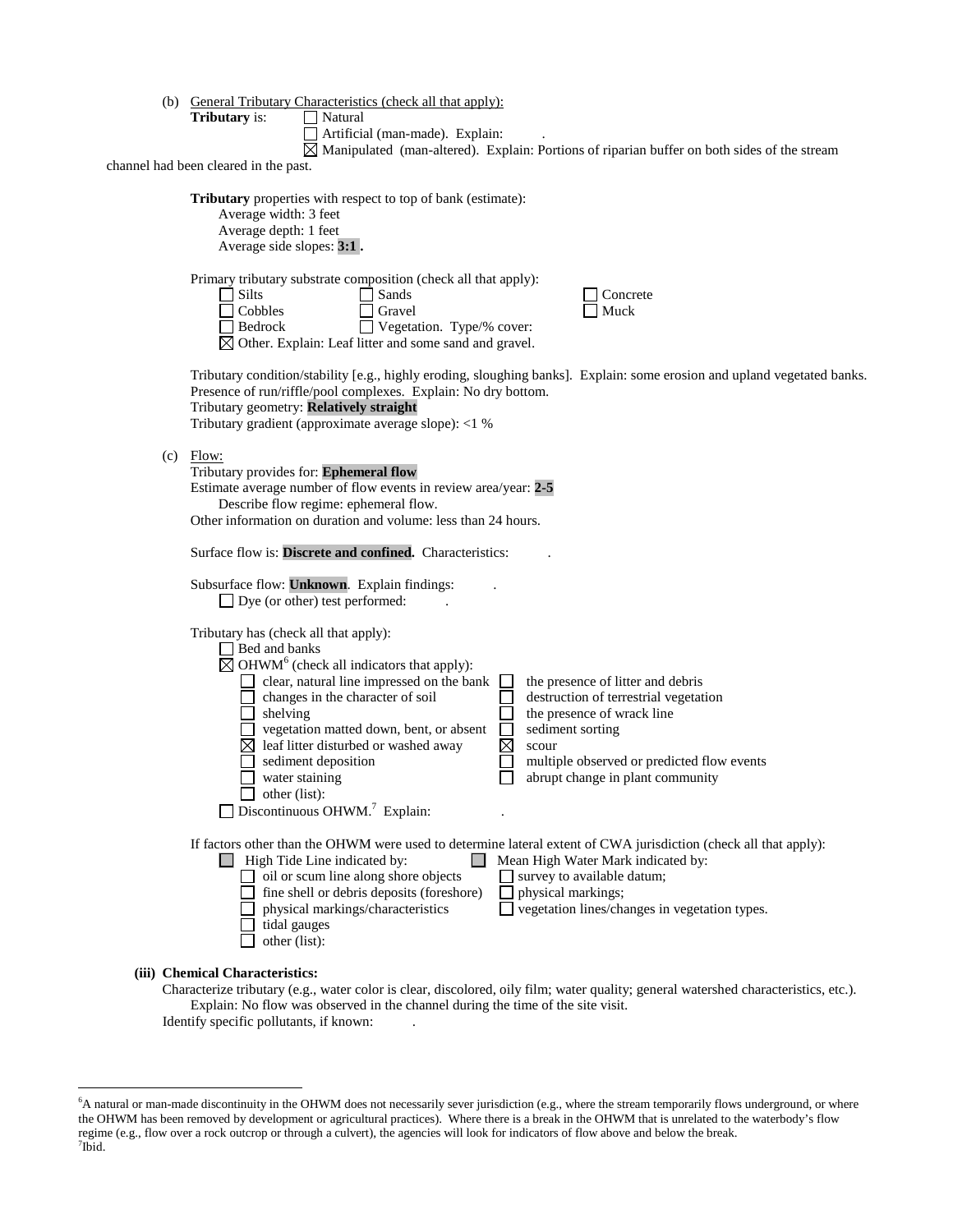(b) General Tributary Characteristics (check all that apply):

**Tributary** is: ☐ Natural

☐ Artificial (man-made). Explain: .

☒ Manipulated (man-altered). Explain: Portions of riparian buffer on both sides of the stream channel had been cleared in the past.

**Tributary** properties with respect to top of bank (estimate):

Average width: 3 feet

Average depth: 1 feet

Average side slopes: **3:1** .

Primary tributary substrate composition (check all that apply):

☐ Silts ☐ Sands ☐ Concrete

☐ Cobbles ☐ Gravel ☐ Muck

☐ Bedrock ☐ Vegetation. Type/% cover:

☒ Other. Explain: Leaf litter and some sand and gravel.

Tributary condition/stability [e.g., highly eroding, sloughing banks]. Explain: some erosion and upland vegetated banks.

Presence of run/riffle/pool complexes. Explain: No dry bottom.

Tributary geometry: **Relatively straight**

Tributary gradient (approximate average slope): <1 %

(c) Flow:

Tributary provides for: **Ephemeral flow**

Estimate average number of flow events in review area/year: **2-5**

Describe flow regime: ephemeral flow.

Other information on duration and volume: less than 24 hours.

Surface flow is: **Discrete and confined.** Characteristics: .

Subsurface flow: **Unknown**. Explain findings: .

☐ Dye (or other) test performed: .

Tributary has (check all that apply):

☐ Bed and banks

☒ OHWM[6] (check all indicators that apply):

☐ clear, natural line impressed on the bank ☐ the presence of litter and debris

☐ changes in the character of soil ☐ destruction of terrestrial vegetation

☐ shelving ☐ the presence of wrack line

☐ vegetation matted down, bent, or absent ☐ sediment sorting

☒ leaf litter disturbed or washed away ☒ scour

☐ sediment deposition ☐ multiple observed or predicted flow events

☐ water staining ☐ abrupt change in plant community

☐ other (list):

☐ Discontinuous OHWM.[7] Explain: .

If factors other than the OHWM were used to determine lateral extent of CWA jurisdiction (check all that apply):

☐ High Tide Line indicated by: ☐ Mean High Water Mark indicated by:

☐ oil or scum line along shore objects ☐ survey to available datum;

☐ fine shell or debris deposits (foreshore) ☐ physical markings;

☐ physical markings/characteristics ☐ vegetation lines/changes in vegetation types.

☐ tidal gauges

☐ other (list):

**(iii) Chemical Characteristics:**

Characterize tributary (e.g., water color is clear, discolored, oily film; water quality; general watershed characteristics, etc.).

Explain: No flow was observed in the channel during the time of the site visit.

Identify specific pollutants, if known: .

---

[6] A natural or man-made discontinuity in the OHWM does not necessarily sever jurisdiction (e.g., where the stream temporarily flows underground, or where the OHWM has been removed by development or agricultural practices). Where there is a break in the OHWM that is unrelated to the waterbody's flow regime (e.g., flow over a rock outcrop or through a culvert), the agencies will look for indicators of flow above and below the break.

[7] Ibid.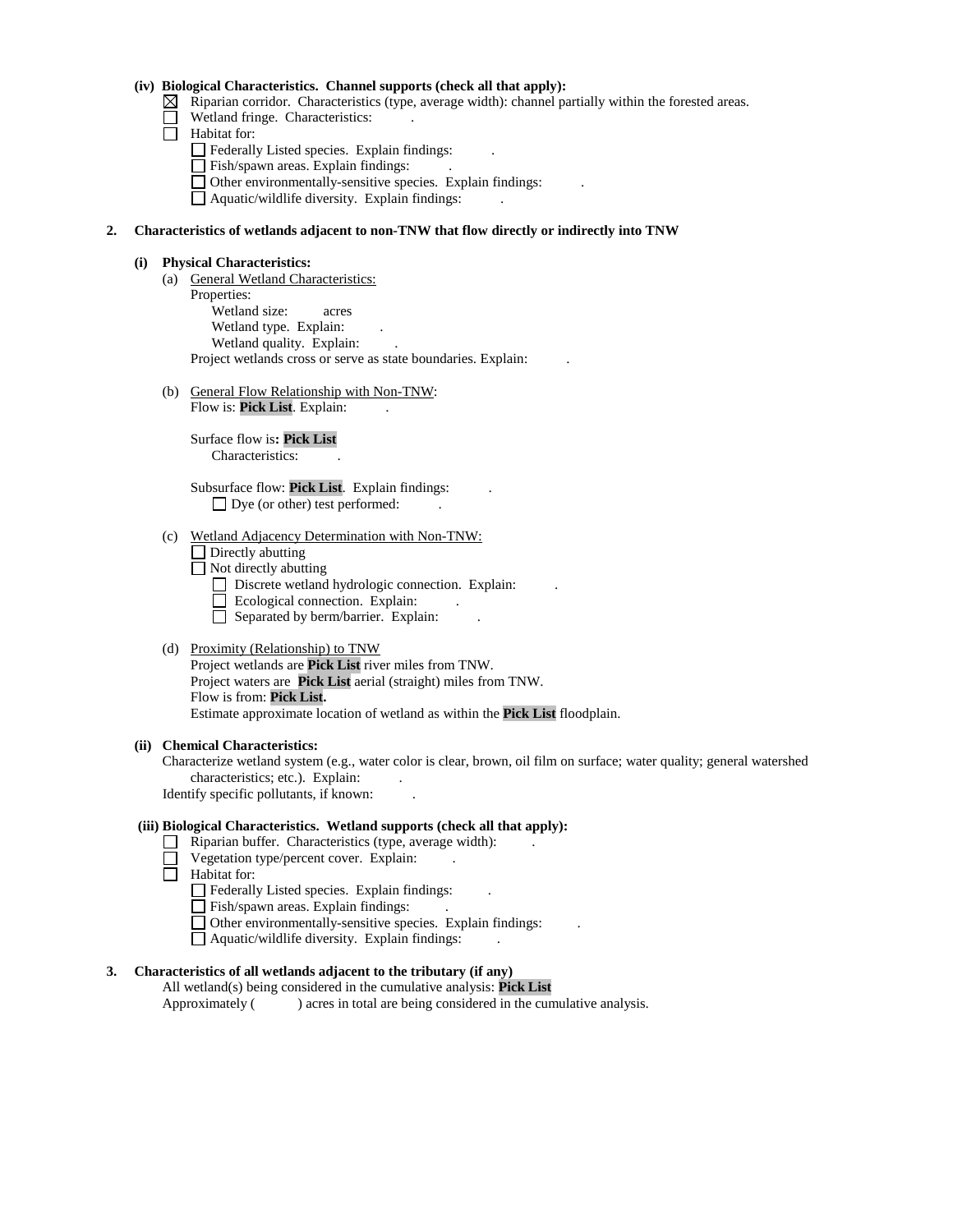**(iv) Biological Characteristics. Channel supports (check all that apply):**

- ☒ Riparian corridor. Characteristics (type, average width): channel partially within the forested areas.
- ☐ Wetland fringe. Characteristics: .
- ☐ Habitat for:
  - ☐ Federally Listed species. Explain findings: .
  - ☐ Fish/spawn areas. Explain findings: .
  - ☐ Other environmentally-sensitive species. Explain findings: .
  - ☐ Aquatic/wildlife diversity. Explain findings: .

**2. Characteristics of wetlands adjacent to non-TNW that flow directly or indirectly into TNW**

**(i) Physical Characteristics:**

(a) General Wetland Characteristics:

Properties:

Wetland size: acres

Wetland type. Explain: .

Wetland quality. Explain: .

Project wetlands cross or serve as state boundaries. Explain: .

(b) General Flow Relationship with Non-TNW:

Flow is: **Pick List**. Explain: .

Surface flow is**: Pick List**

Characteristics: .

Subsurface flow: **Pick List**. Explain findings: .

☐ Dye (or other) test performed: .

(c) Wetland Adjacency Determination with Non-TNW:

- ☐ Directly abutting
- ☐ Not directly abutting
  - ☐ Discrete wetland hydrologic connection. Explain: .
  - ☐ Ecological connection. Explain: .
  - ☐ Separated by berm/barrier. Explain: .

(d) Proximity (Relationship) to TNW

Project wetlands are **Pick List** river miles from TNW.

Project waters are **Pick List** aerial (straight) miles from TNW.

Flow is from: **Pick List.**

Estimate approximate location of wetland as within the **Pick List** floodplain.

**(ii) Chemical Characteristics:**

Characterize wetland system (e.g., water color is clear, brown, oil film on surface; water quality; general watershed characteristics; etc.). Explain: .

Identify specific pollutants, if known: .

**(iii) Biological Characteristics. Wetland supports (check all that apply):**

- ☐ Riparian buffer. Characteristics (type, average width): .
- ☐ Vegetation type/percent cover. Explain: .
- ☐ Habitat for:
  - ☐ Federally Listed species. Explain findings: .
  - ☐ Fish/spawn areas. Explain findings: .
  - ☐ Other environmentally-sensitive species. Explain findings: .
  - ☐ Aquatic/wildlife diversity. Explain findings: .

**3. Characteristics of all wetlands adjacent to the tributary (if any)**

All wetland(s) being considered in the cumulative analysis: **Pick List**

Approximately ( ) acres in total are being considered in the cumulative analysis.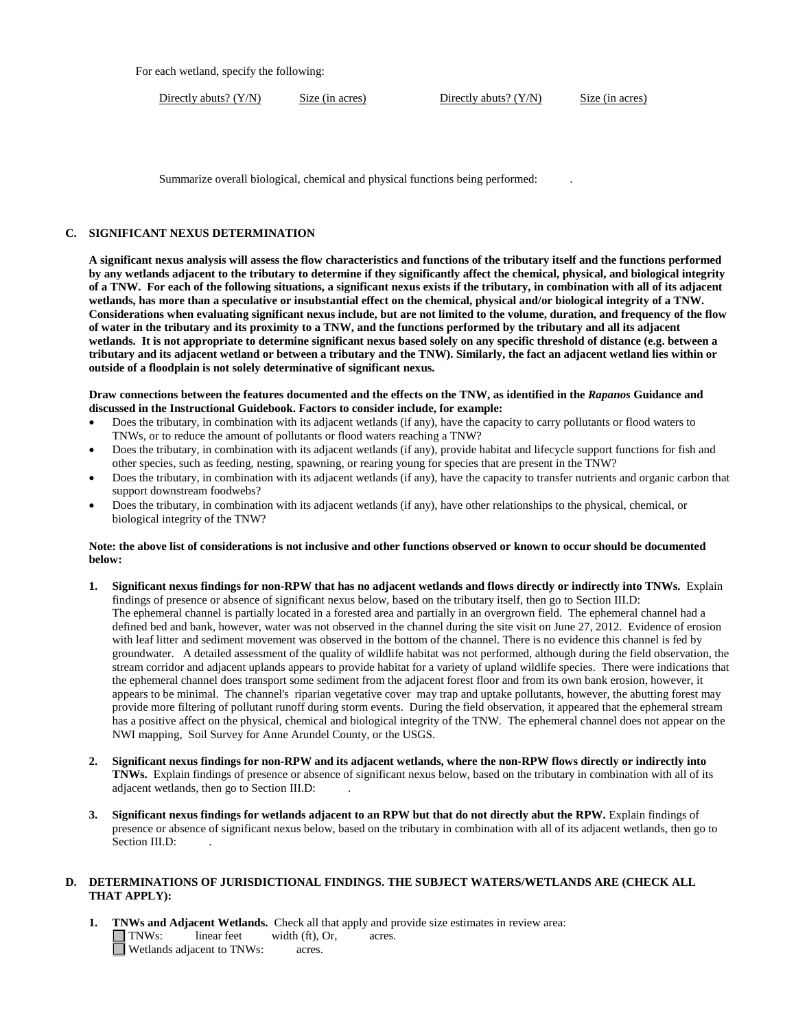For each wetland, specify the following:

| Directly abuts? (Y/N) | Size (in acres) | Directly abuts? (Y/N) | Size (in acres) |
|---|---|---|---|

Summarize overall biological, chemical and physical functions being performed: .

**C. SIGNIFICANT NEXUS DETERMINATION**

**A significant nexus analysis will assess the flow characteristics and functions of the tributary itself and the functions performed by any wetlands adjacent to the tributary to determine if they significantly affect the chemical, physical, and biological integrity of a TNW. For each of the following situations, a significant nexus exists if the tributary, in combination with all of its adjacent wetlands, has more than a speculative or insubstantial effect on the chemical, physical and/or biological integrity of a TNW. Considerations when evaluating significant nexus include, but are not limited to the volume, duration, and frequency of the flow of water in the tributary and its proximity to a TNW, and the functions performed by the tributary and all its adjacent wetlands. It is not appropriate to determine significant nexus based solely on any specific threshold of distance (e.g. between a tributary and its adjacent wetland or between a tributary and the TNW). Similarly, the fact an adjacent wetland lies within or outside of a floodplain is not solely determinative of significant nexus.**

**Draw connections between the features documented and the effects on the TNW, as identified in the *Rapanos* Guidance and discussed in the Instructional Guidebook. Factors to consider include, for example:**

- Does the tributary, in combination with its adjacent wetlands (if any), have the capacity to carry pollutants or flood waters to TNWs, or to reduce the amount of pollutants or flood waters reaching a TNW?
- Does the tributary, in combination with its adjacent wetlands (if any), provide habitat and lifecycle support functions for fish and other species, such as feeding, nesting, spawning, or rearing young for species that are present in the TNW?
- Does the tributary, in combination with its adjacent wetlands (if any), have the capacity to transfer nutrients and organic carbon that support downstream foodwebs?
- Does the tributary, in combination with its adjacent wetlands (if any), have other relationships to the physical, chemical, or biological integrity of the TNW?

**Note: the above list of considerations is not inclusive and other functions observed or known to occur should be documented below:**

1. **Significant nexus findings for non-RPW that has no adjacent wetlands and flows directly or indirectly into TNWs.** Explain findings of presence or absence of significant nexus below, based on the tributary itself, then go to Section III.D:
   The ephemeral channel is partially located in a forested area and partially in an overgrown field. The ephemeral channel had a defined bed and bank, however, water was not observed in the channel during the site visit on June 27, 2012. Evidence of erosion with leaf litter and sediment movement was observed in the bottom of the channel. There is no evidence this channel is fed by groundwater. A detailed assessment of the quality of wildlife habitat was not performed, although during the field observation, the stream corridor and adjacent uplands appears to provide habitat for a variety of upland wildlife species. There were indications that the ephemeral channel does transport some sediment from the adjacent forest floor and from its own bank erosion, however, it appears to be minimal. The channel's riparian vegetative cover may trap and uptake pollutants, however, the abutting forest may provide more filtering of pollutant runoff during storm events. During the field observation, it appeared that the ephemeral stream has a positive affect on the physical, chemical and biological integrity of the TNW. The ephemeral channel does not appear on the NWI mapping, Soil Survey for Anne Arundel County, or the USGS.

2. **Significant nexus findings for non-RPW and its adjacent wetlands, where the non-RPW flows directly or indirectly into TNWs.** Explain findings of presence or absence of significant nexus below, based on the tributary in combination with all of its adjacent wetlands, then go to Section III.D: .

3. **Significant nexus findings for wetlands adjacent to an RPW but that do not directly abut the RPW.** Explain findings of presence or absence of significant nexus below, based on the tributary in combination with all of its adjacent wetlands, then go to Section III.D: .

**D. DETERMINATIONS OF JURISDICTIONAL FINDINGS. THE SUBJECT WATERS/WETLANDS ARE (CHECK ALL THAT APPLY):**

1. **TNWs and Adjacent Wetlands.** Check all that apply and provide size estimates in review area:
   ☐ TNWs: linear feet width (ft), Or, acres.
   ☐ Wetlands adjacent to TNWs: acres.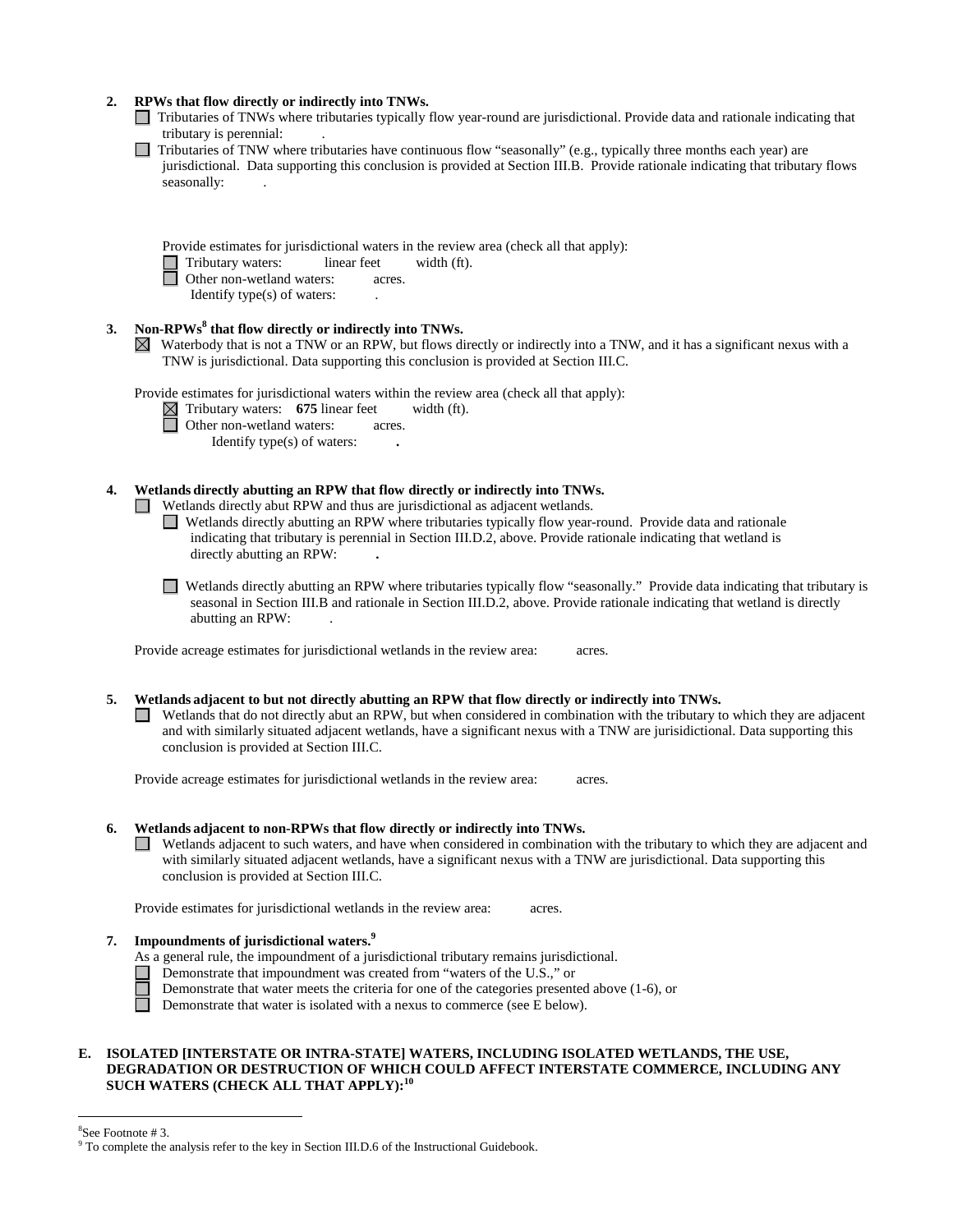**2. RPWs that flow directly or indirectly into TNWs.**

☐ Tributaries of TNWs where tributaries typically flow year-round are jurisdictional. Provide data and rationale indicating that tributary is perennial: .

☐ Tributaries of TNW where tributaries have continuous flow "seasonally" (e.g., typically three months each year) are jurisdictional. Data supporting this conclusion is provided at Section III.B. Provide rationale indicating that tributary flows seasonally: .

Provide estimates for jurisdictional waters in the review area (check all that apply):

☐ Tributary waters: linear feet width (ft).

☐ Other non-wetland waters: acres.

Identify type(s) of waters: .

**3. Non-RPWs[8] that flow directly or indirectly into TNWs.**

☒ Waterbody that is not a TNW or an RPW, but flows directly or indirectly into a TNW, and it has a significant nexus with a TNW is jurisdictional. Data supporting this conclusion is provided at Section III.C.

Provide estimates for jurisdictional waters within the review area (check all that apply):

☒ Tributary waters: **675** linear feet width (ft).

☐ Other non-wetland waters: acres.

Identify type(s) of waters: **.**

**4. Wetlands directly abutting an RPW that flow directly or indirectly into TNWs.**

☐ Wetlands directly abut RPW and thus are jurisdictional as adjacent wetlands.

☐ Wetlands directly abutting an RPW where tributaries typically flow year-round. Provide data and rationale indicating that tributary is perennial in Section III.D.2, above. Provide rationale indicating that wetland is directly abutting an RPW: **.**

☐ Wetlands directly abutting an RPW where tributaries typically flow "seasonally." Provide data indicating that tributary is seasonal in Section III.B and rationale in Section III.D.2, above. Provide rationale indicating that wetland is directly abutting an RPW: .

Provide acreage estimates for jurisdictional wetlands in the review area: acres.

**5. Wetlands adjacent to but not directly abutting an RPW that flow directly or indirectly into TNWs.**

☐ Wetlands that do not directly abut an RPW, but when considered in combination with the tributary to which they are adjacent and with similarly situated adjacent wetlands, have a significant nexus with a TNW are jurisidictional. Data supporting this conclusion is provided at Section III.C.

Provide acreage estimates for jurisdictional wetlands in the review area: acres.

**6. Wetlands adjacent to non-RPWs that flow directly or indirectly into TNWs.**

☐ Wetlands adjacent to such waters, and have when considered in combination with the tributary to which they are adjacent and with similarly situated adjacent wetlands, have a significant nexus with a TNW are jurisdictional. Data supporting this conclusion is provided at Section III.C.

Provide estimates for jurisdictional wetlands in the review area: acres.

**7. Impoundments of jurisdictional waters.[9]**

As a general rule, the impoundment of a jurisdictional tributary remains jurisdictional.

☐ Demonstrate that impoundment was created from "waters of the U.S.," or

☐ Demonstrate that water meets the criteria for one of the categories presented above (1-6), or

☐ Demonstrate that water is isolated with a nexus to commerce (see E below).

**E. ISOLATED [INTERSTATE OR INTRA-STATE] WATERS, INCLUDING ISOLATED WETLANDS, THE USE, DEGRADATION OR DESTRUCTION OF WHICH COULD AFFECT INTERSTATE COMMERCE, INCLUDING ANY SUCH WATERS (CHECK ALL THAT APPLY):[10]**

---

[8]See Footnote # 3.

[9] To complete the analysis refer to the key in Section III.D.6 of the Instructional Guidebook.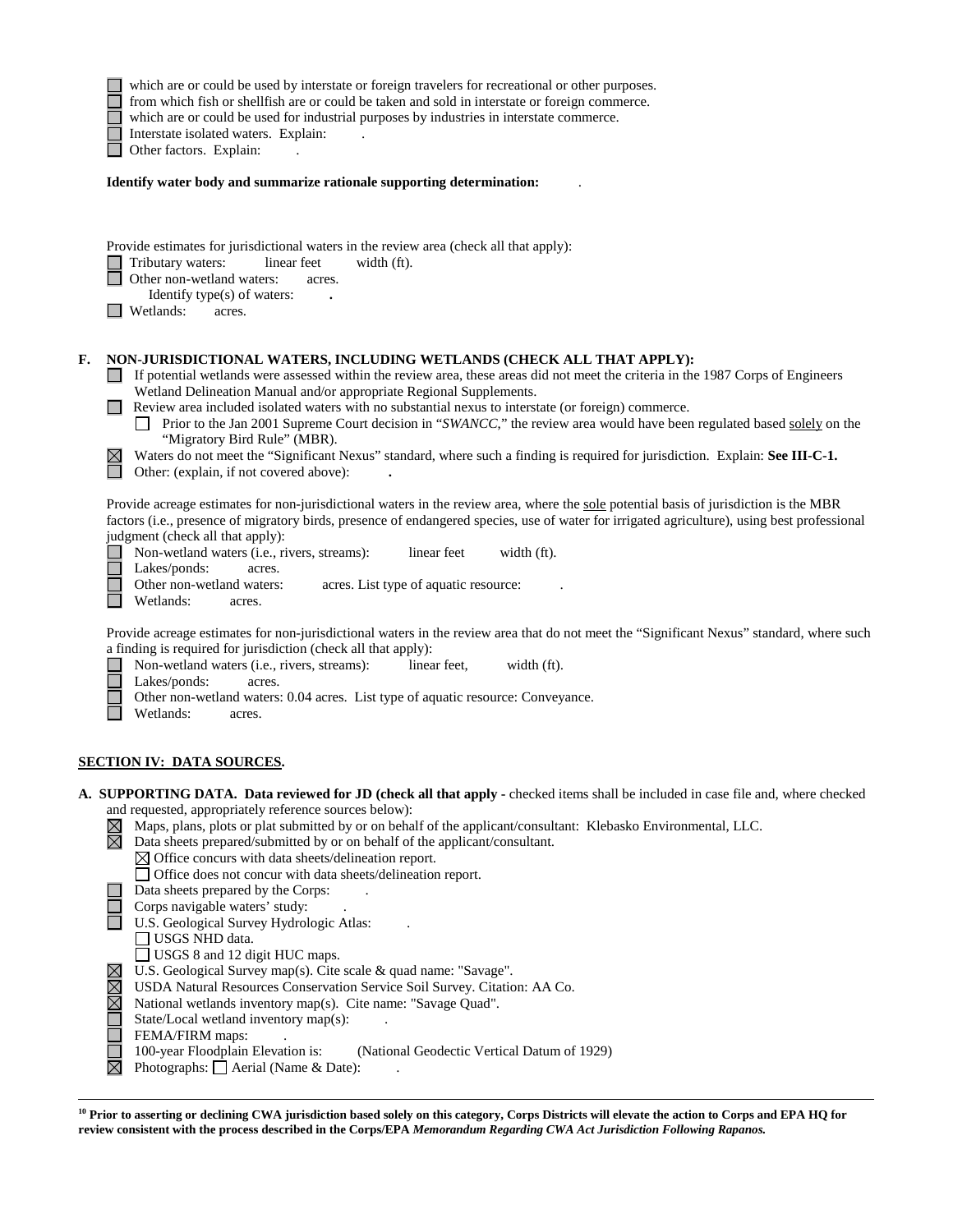☐ which are or could be used by interstate or foreign travelers for recreational or other purposes.
☐ from which fish or shellfish are or could be taken and sold in interstate or foreign commerce.
☐ which are or could be used for industrial purposes by industries in interstate commerce.
☐ Interstate isolated waters. Explain: .
☐ Other factors. Explain: .

**Identify water body and summarize rationale supporting determination:** .

Provide estimates for jurisdictional waters in the review area (check all that apply):
☐ Tributary waters: linear feet width (ft).
☐ Other non-wetland waters: acres.
Identify type(s) of waters: **.**
☐ Wetlands: acres.

**F. NON-JURISDICTIONAL WATERS, INCLUDING WETLANDS (CHECK ALL THAT APPLY):**

☐ If potential wetlands were assessed within the review area, these areas did not meet the criteria in the 1987 Corps of Engineers Wetland Delineation Manual and/or appropriate Regional Supplements.
☐ Review area included isolated waters with no substantial nexus to interstate (or foreign) commerce.
☐ Prior to the Jan 2001 Supreme Court decision in "*SWANCC*," the review area would have been regulated based solely on the "Migratory Bird Rule" (MBR).
☒ Waters do not meet the "Significant Nexus" standard, where such a finding is required for jurisdiction. Explain: **See III-C-1.**
☐ Other: (explain, if not covered above): **.**

Provide acreage estimates for non-jurisdictional waters in the review area, where the sole potential basis of jurisdiction is the MBR factors (i.e., presence of migratory birds, presence of endangered species, use of water for irrigated agriculture), using best professional judgment (check all that apply):
☐ Non-wetland waters (i.e., rivers, streams): linear feet width (ft).
☐ Lakes/ponds: acres.
☐ Other non-wetland waters: acres. List type of aquatic resource: .
☐ Wetlands: acres.

Provide acreage estimates for non-jurisdictional waters in the review area that do not meet the "Significant Nexus" standard, where such a finding is required for jurisdiction (check all that apply):
☐ Non-wetland waters (i.e., rivers, streams): linear feet, width (ft).
☐ Lakes/ponds: acres.
☐ Other non-wetland waters: 0.04 acres. List type of aquatic resource: Conveyance.
☐ Wetlands: acres.

## SECTION IV: DATA SOURCES.

**A. SUPPORTING DATA. Data reviewed for JD (check all that apply -** checked items shall be included in case file and, where checked and requested, appropriately reference sources below):

☒ Maps, plans, plots or plat submitted by or on behalf of the applicant/consultant: Klebasko Environmental, LLC.
☒ Data sheets prepared/submitted by or on behalf of the applicant/consultant.
☒ Office concurs with data sheets/delineation report.
☐ Office does not concur with data sheets/delineation report.
☐ Data sheets prepared by the Corps: .
☐ Corps navigable waters' study: .
☐ U.S. Geological Survey Hydrologic Atlas: .
☐ USGS NHD data.
☐ USGS 8 and 12 digit HUC maps.
☒ U.S. Geological Survey map(s). Cite scale & quad name: "Savage".
☒ USDA Natural Resources Conservation Service Soil Survey. Citation: AA Co.
☒ National wetlands inventory map(s). Cite name: "Savage Quad".
☐ State/Local wetland inventory map(s): .
☐ FEMA/FIRM maps: .
☐ 100-year Floodplain Elevation is: (National Geodectic Vertical Datum of 1929)
☒ Photographs: ☐ Aerial (Name & Date): .

---

**[10] Prior to asserting or declining CWA jurisdiction based solely on this category, Corps Districts will elevate the action to Corps and EPA HQ for review consistent with the process described in the Corps/EPA *Memorandum Regarding CWA Act Jurisdiction Following Rapanos.***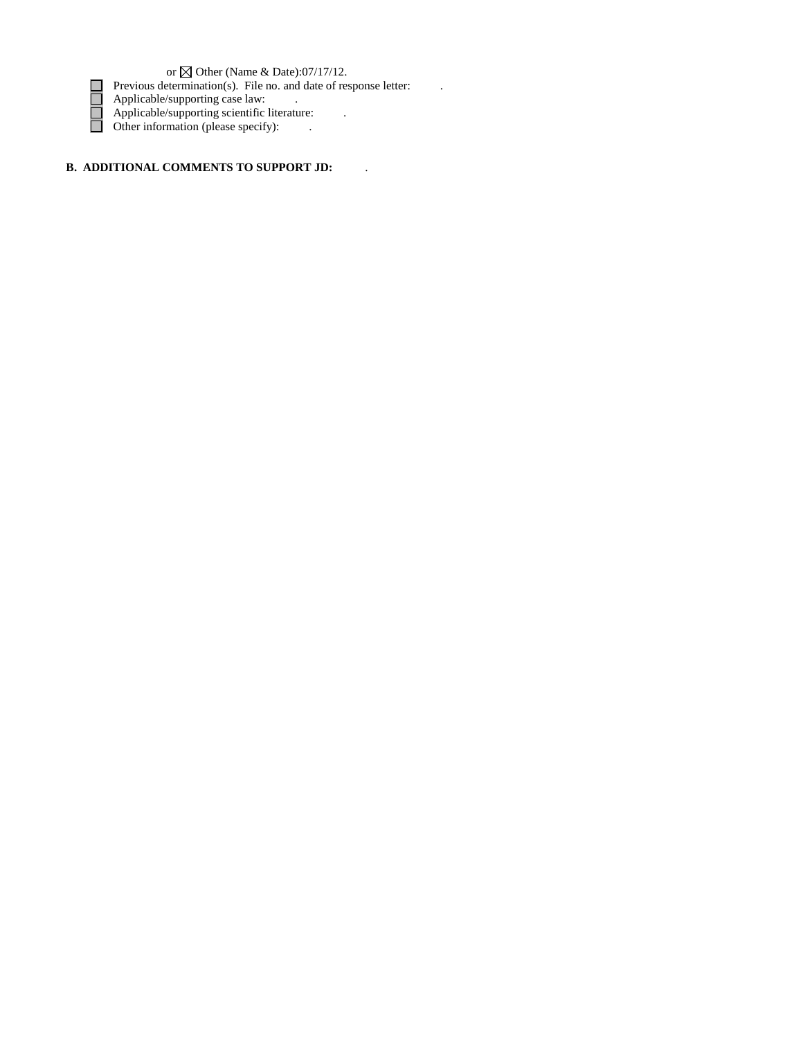or ☒ Other (Name & Date):07/17/12.

☐ Previous determination(s). File no. and date of response letter: .

☐ Applicable/supporting case law: .

☐ Applicable/supporting scientific literature: .

☐ Other information (please specify): .

**B. ADDITIONAL COMMENTS TO SUPPORT JD:** .